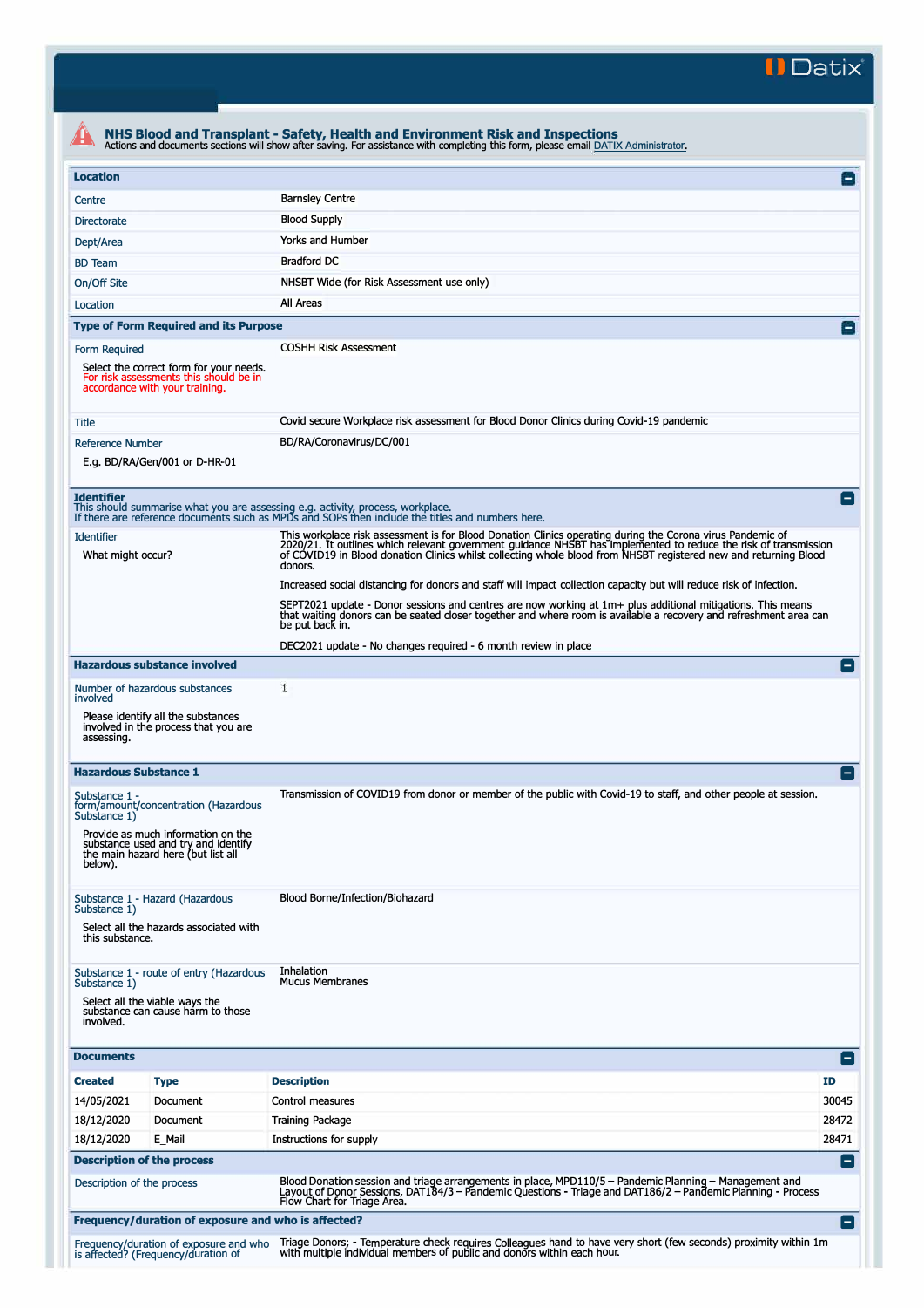Datix

# NHS Blood and Transplant - Safety, Health and Environment Risk and Inspections

Actions and documents sections will show after saving. For assistance with completing this form, please email DATIX Administrator.

## Location

| | |
|---|---|
| Centre | Barnsley Centre |
| Directorate | Blood Supply |
| Dept/Area | Yorks and Humber |
| BD Team | Bradford DC |
| On/Off Site | NHSBT Wide (for Risk Assessment use only) |
| Location | All Areas |

## Type of Form Required and its Purpose

| | |
|---|---|
| Form Required<br><br>Select the correct form for your needs. For risk assessments this should be in accordance with your training. | COSHH Risk Assessment |
| Title | Covid secure Workplace risk assessment for Blood Donor Clinics during Covid-19 pandemic |
| Reference Number<br><br>E.g. BD/RA/Gen/001 or D-HR-01 | BD/RA/Coronavirus/DC/001 |

## Identifier

This should summarise what you are assessing e.g. activity, process, workplace.
If there are reference documents such as MPDs and SOPs then include the titles and numbers here.

| | |
|---|---|
| Identifier<br><br>What might occur? | This workplace risk assessment is for Blood Donation Clinics operating during the Corona virus Pandemic of 2020/21. It outlines which relevant government guidance NHSBT has implemented to reduce the risk of transmission of COVID19 in Blood donation Clinics whilst collecting whole blood from NHSBT registered new and returning Blood donors.<br><br>Increased social distancing for donors and staff will impact collection capacity but will reduce risk of infection.<br><br>SEPT2021 update - Donor sessions and centres are now working at 1m+ plus additional mitigations. This means that waiting donors can be seated closer together and where room is available a recovery and refreshment area can be put back in.<br><br>DEC2021 update - No changes required - 6 month review in place |

## Hazardous substance involved

| | |
|---|---|
| Number of hazardous substances involved<br><br>Please identify all the substances involved in the process that you are assessing. | 1 |

## Hazardous Substance 1

| | |
|---|---|
| Substance 1 - form/amount/concentration (Hazardous Substance 1)<br><br>Provide as much information on the substance used and try and identify the main hazard here (but list all below). | Transmission of COVID19 from donor or member of the public with Covid-19 to staff, and other people at session. |
| Substance 1 - Hazard (Hazardous Substance 1)<br><br>Select all the hazards associated with this substance. | Blood Borne/Infection/Biohazard |
| Substance 1 - route of entry (Hazardous Substance 1)<br><br>Select all the viable ways the substance can cause harm to those involved. | Inhalation<br>Mucus Membranes |

## Documents

| Created | Type | Description | ID |
|---|---|---|---|
| 14/05/2021 | Document | Control measures | 30045 |
| 18/12/2020 | Document | Training Package | 28472 |
| 18/12/2020 | E_Mail | Instructions for supply | 28471 |

## Description of the process

| | |
|---|---|
| Description of the process | Blood Donation session and triage arrangements in place, MPD110/5 – Pandemic Planning – Management and Layout of Donor Sessions, DAT184/3 – Pandemic Questions - Triage and DAT186/2 – Pandemic Planning - Process Flow Chart for Triage Area. |

## Frequency/duration of exposure and who is affected?

| | |
|---|---|
| Frequency/duration of exposure and who is affected? (Frequency/duration of | Triage Donors; - Temperature check requires Colleagues hand to have very short (few seconds) proximity within 1m with multiple individual members of public and donors within each hour. |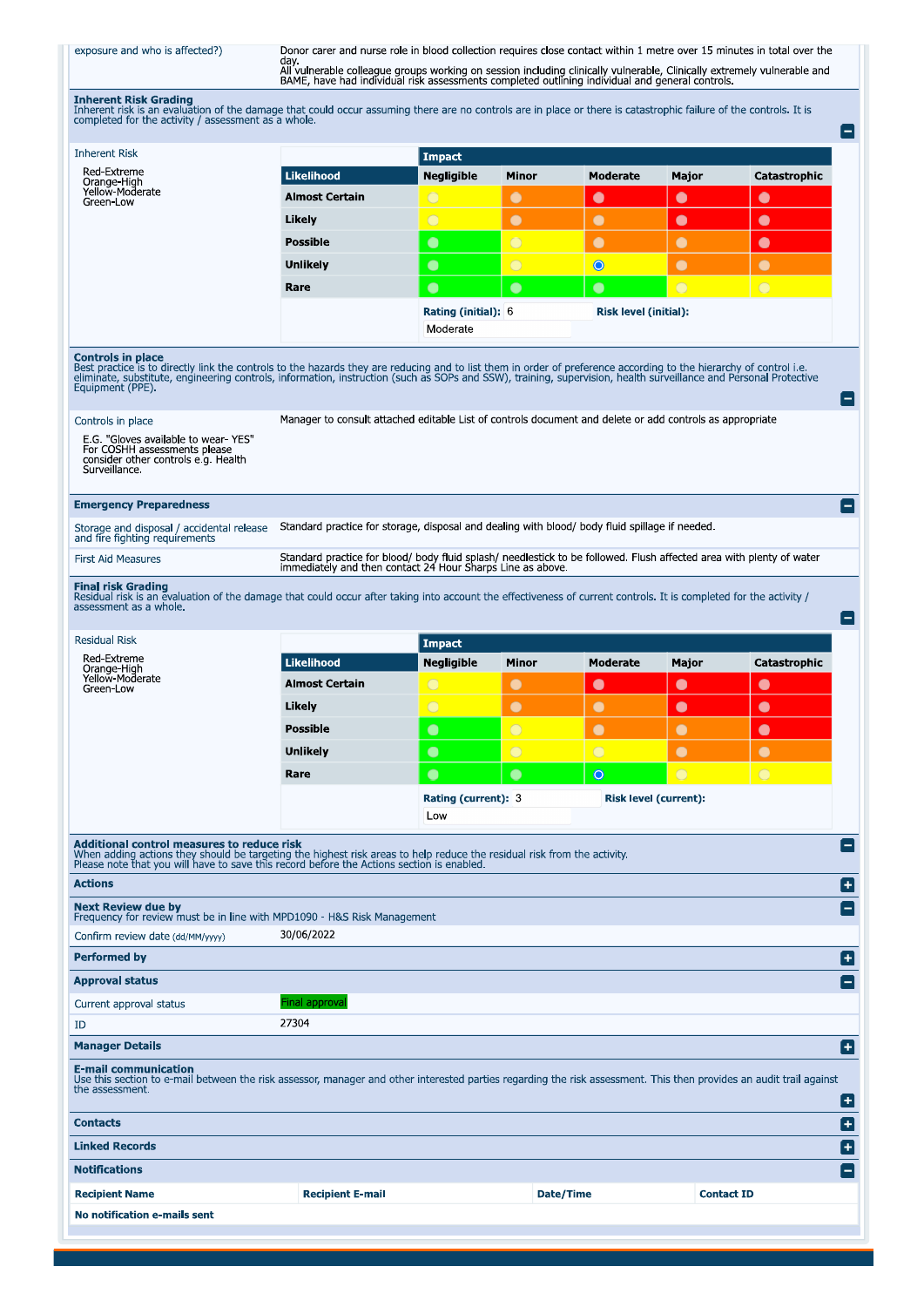| exposure and who is affected?) | Donor carer and nurse role in blood collection requires close contact within 1 metre over 15 minutes in total over the day. All vulnerable colleague groups working on session including clinically vulnerable, Clinically extremely vulnerable and BAME, have had individual risk assessments completed outlining individual and general controls. |
|---|---|

## Inherent Risk Grading

Inherent risk is an evaluation of the damage that could occur assuming there are no controls are in place or there is catastrophic failure of the controls. It is completed for the activity / assessment as a whole.

Inherent Risk

Red-Extreme
Orange-High
Yellow-Moderate
Green-Low

| | Impact | | | | |
|---|---|---|---|---|---|
| **Likelihood** | **Negligible** | **Minor** | **Moderate** | **Major** | **Catastrophic** |
| **Almost Certain** | Yellow | Orange | Red | Red | Red |
| **Likely** | Yellow | Orange | Red | Red | Red |
| **Possible** | Green | Yellow | Orange | Orange | Red |
| **Unlikely** | Green | Yellow | Yellow (selected) | Orange | Orange |
| **Rare** | Green | Green | Green | Yellow | Yellow |

**Rating (initial):** 6 **Risk level (initial):** Moderate

## Controls in place

Best practice is to directly link the controls to the hazards they are reducing and to list them in order of preference according to the hierarchy of control i.e. eliminate, substitute, engineering controls, information, instruction (such as SOPs and SSW), training, supervision, health surveillance and Personal Protective Equipment (PPE).

| Controls in place<br>E.G. "Gloves available to wear- YES"<br>For COSHH assessments please consider other controls e.g. Health Surveillance. | Manager to consult attached editable List of controls document and delete or add controls as appropriate |
|---|---|

## Emergency Preparedness

| Storage and disposal / accidental release and fire fighting requirements | Standard practice for storage, disposal and dealing with blood/ body fluid spillage if needed. |
|---|---|
| First Aid Measures | Standard practice for blood/ body fluid splash/ needlestick to be followed. Flush affected area with plenty of water immediately and then contact 24 Hour Sharps Line as above. |

## Final risk Grading

Residual risk is an evaluation of the damage that could occur after taking into account the effectiveness of current controls. It is completed for the activity / assessment as a whole.

Residual Risk

Red-Extreme
Orange-High
Yellow-Moderate
Green-Low

| | Impact | | | | |
|---|---|---|---|---|---|
| **Likelihood** | **Negligible** | **Minor** | **Moderate** | **Major** | **Catastrophic** |
| **Almost Certain** | Yellow | Orange | Red | Red | Red |
| **Likely** | Yellow | Orange | Red | Red | Red |
| **Possible** | Green | Yellow | Orange | Orange | Red |
| **Unlikely** | Green | Yellow | Yellow | Orange | Orange |
| **Rare** | Green | Green | Green (selected) | Yellow | Yellow |

**Rating (current):** 3 **Risk level (current):** Low

## Additional control measures to reduce risk

When adding actions they should be targeting the highest risk areas to help reduce the residual risk from the activity.
Please note that you will have to save this record before the Actions section is enabled.

## Actions

## Next Review due by

Frequency for review must be in line with MPD1090 - H&S Risk Management

| Confirm review date (dd/MM/yyyy) | 30/06/2022 |
|---|---|

## Performed by

## Approval status

| Current approval status | Final approval |
|---|---|
| ID | 27304 |

## Manager Details

## E-mail communication

Use this section to e-mail between the risk assessor, manager and other interested parties regarding the risk assessment. This then provides an audit trail against the assessment.

## Contacts

## Linked Records

## Notifications

| Recipient Name | Recipient E-mail | Date/Time | Contact ID |
|---|---|---|---|
| **No notification e-mails sent** | | | |